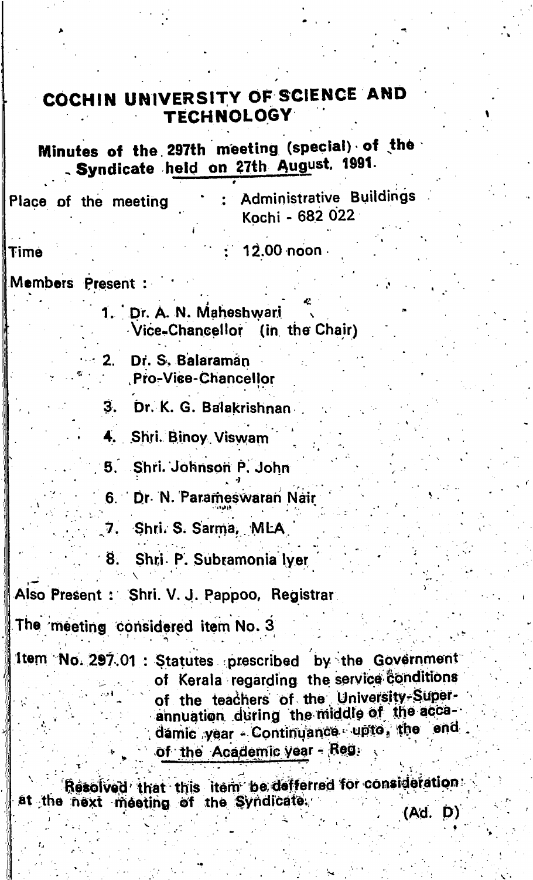# COCHIN UNIVERSITY OF SCIENCE AND TECHNOLOGY

## Minutes of the 297th meeting (special) of the Syndicate held on 27th August, 1991.

Place of the meeting : Administrative Buildings
Kochi - 682 022

Time : 12.00 noon

Members Present :

1. Dr. A. N. Maheshwari
   Vice-Chancellor (in the Chair)
2. Dr. S. Balaraman
   Pro-Vice-Chancellor
3. Dr. K. G. Balakrishnan
4. Shri. Binoy Viswam
5. Shri. Johnson P. John
6. Dr. N. Parameswaran Nair
7. Shri. S. Sarma, MLA
8. Shri. P. Subramonia Iyer

Also Present : Shri. V. J. Pappoo, Registrar

The meeting considered item No. 3

Item No. 297.01 : Statutes prescribed by the Government of Kerala regarding the service conditions of the teachers of the University-Superannuation during the middle of the accadamic year - Continuance upto, the end of the Academic year - Reg.

Resolved that this item be defferred for consideration at the next meeting of the Syndicate.

(Ad. D)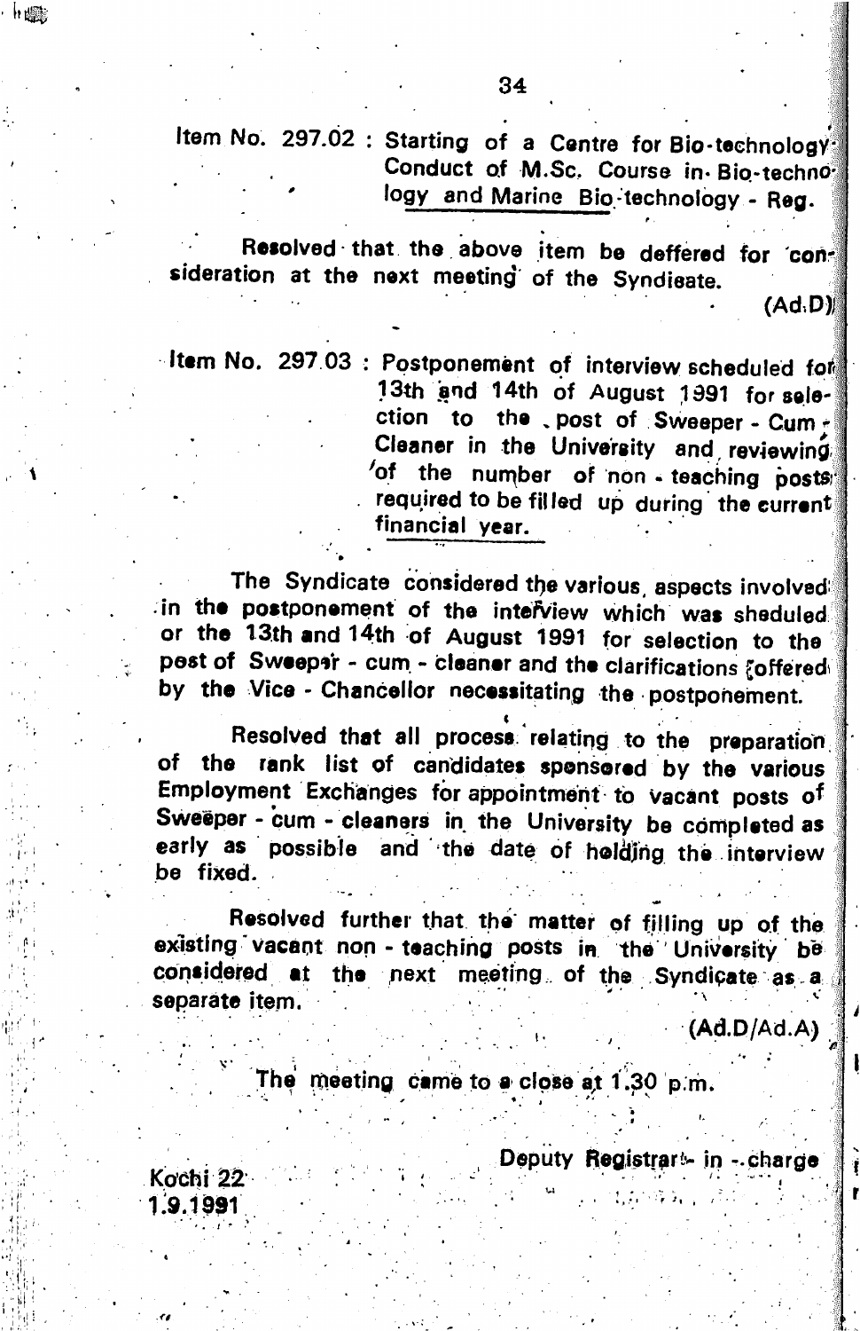Item No. 297.02 : Starting of a Centre for Bio-technology-Conduct of M.Sc. Course in Bio-technology and Marine Bio-technology - Reg.

Resolved that the above item be deffered for consideration at the next meeting of the Syndicate.

(Ad.D)

Item No. 297.03 : Postponement of interview scheduled for 13th and 14th of August 1991 for selection to the post of Sweeper - Cum - Cleaner in the University and reviewing of the number of non - teaching posts required to be filled up during the current financial year.

The Syndicate considered the various aspects involved in the postponement of the interview which was sheduled or the 13th and 14th of August 1991 for selection to the post of Sweeper - cum - cleaner and the clarifications offered by the Vice - Chancellor necessitating the postponement.

Resolved that all process relating to the preparation of the rank list of candidates sponsored by the various Employment Exchanges for appointment to vacant posts of Sweeper - cum - cleaners in the University be completed as early as possible and the date of holding the interview be fixed.

Resolved further that the matter of filling up of the existing vacant non - teaching posts in the University be considered at the next meeting of the Syndicate as a separate item.

(Ad.D/Ad.A)

The meeting came to a close at 1.30 p.m.

Kochi 22
1.9.1991

Deputy Registrar - in - charge